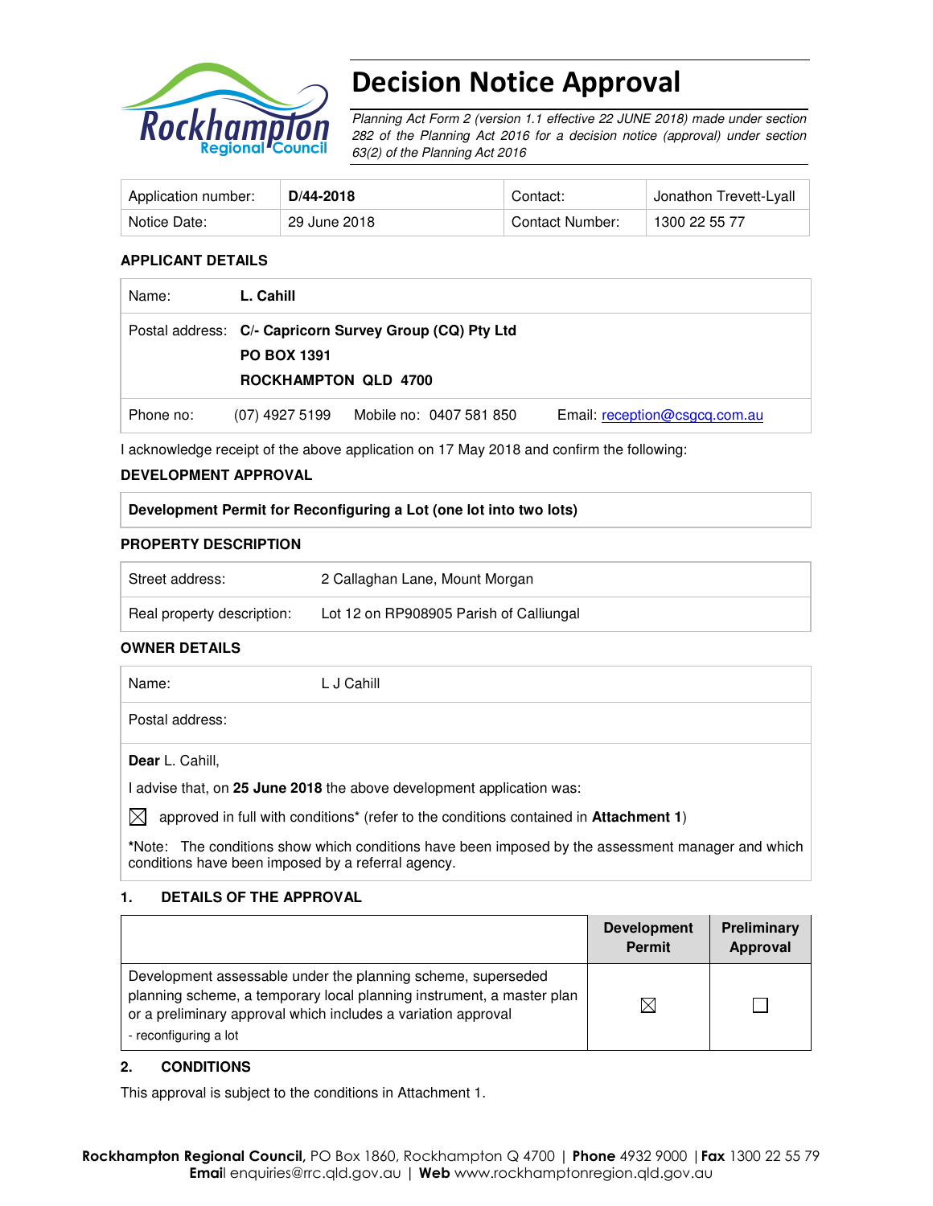# Decision Notice Approval

*Planning Act Form 2 (version 1.1 effective 22 JUNE 2018) made under section 282 of the Planning Act 2016 for a decision notice (approval) under section 63(2) of the Planning Act 2016*

| Application number: | **D/44-2018** | Contact: | Jonathon Trevett-Lyall |
|---|---|---|---|
| Notice Date: | 29 June 2018 | Contact Number: | 1300 22 55 77 |

**APPLICANT DETAILS**

| | |
|---|---|
| Name: | **L. Cahill** |
| Postal address: | **C/- Capricorn Survey Group (CQ) Pty Ltd**<br>**PO BOX 1391**<br>**ROCKHAMPTON QLD 4700** |
| Phone no: | (07) 4927 5199 Mobile no: 0407 581 850 Email: reception@csgcq.com.au |

I acknowledge receipt of the above application on 17 May 2018 and confirm the following:

**DEVELOPMENT APPROVAL**

| **Development Permit for Reconfiguring a Lot (one lot into two lots)** |
|---|

**PROPERTY DESCRIPTION**

| | |
|---|---|
| Street address: | 2 Callaghan Lane, Mount Morgan |
| Real property description: | Lot 12 on RP908905 Parish of Calliungal |

**OWNER DETAILS**

| | |
|---|---|
| Name: | L J Cahill |
| Postal address: | |

**Dear** L. Cahill,

I advise that, on **25 June 2018** the above development application was:

☒ approved in full with conditions* (refer to the conditions contained in **Attachment 1**)

*Note: The conditions show which conditions have been imposed by the assessment manager and which conditions have been imposed by a referral agency.

## 1. DETAILS OF THE APPROVAL

| | Development Permit | Preliminary Approval |
|---|---|---|
| Development assessable under the planning scheme, superseded planning scheme, a temporary local planning instrument, a master plan or a preliminary approval which includes a variation approval<br>- reconfiguring a lot | ☒ | ☐ |

## 2. CONDITIONS

This approval is subject to the conditions in Attachment 1.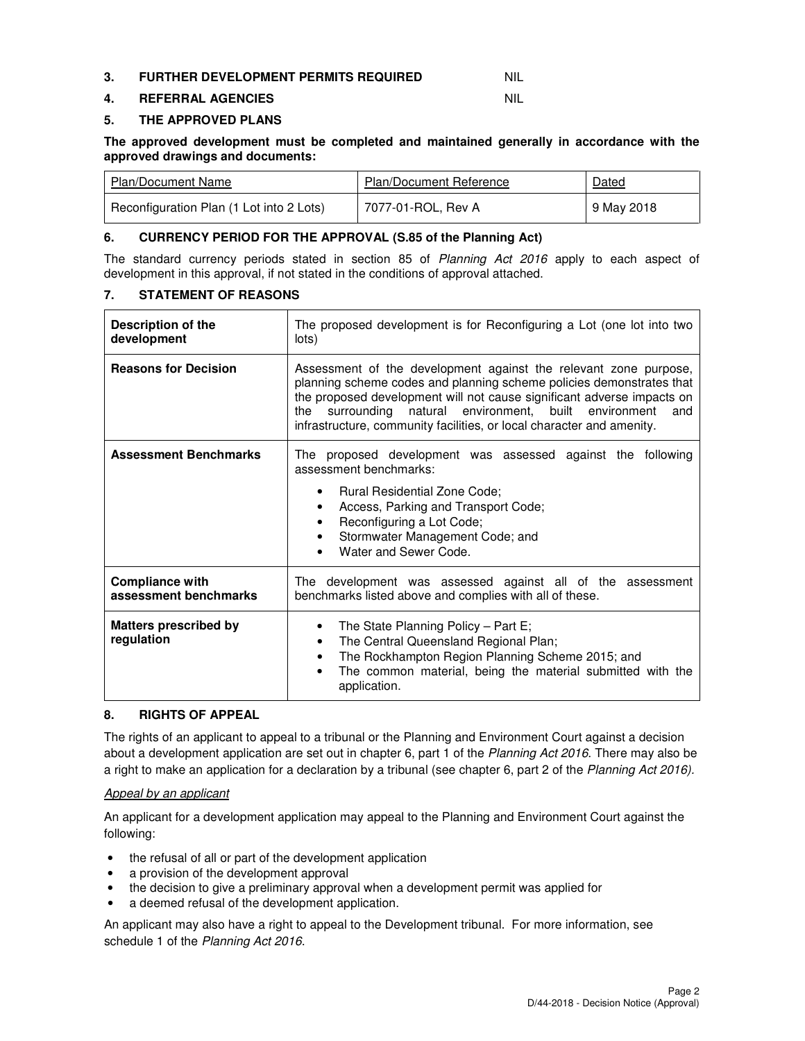**3. FURTHER DEVELOPMENT PERMITS REQUIRED** NIL

**4. REFERRAL AGENCIES** NIL

**5. THE APPROVED PLANS**

**The approved development must be completed and maintained generally in accordance with the approved drawings and documents:**

| Plan/Document Name | Plan/Document Reference | Dated |
|---|---|---|
| Reconfiguration Plan (1 Lot into 2 Lots) | 7077-01-ROL, Rev A | 9 May 2018 |

**6. CURRENCY PERIOD FOR THE APPROVAL (S.85 of the Planning Act)**

The standard currency periods stated in section 85 of *Planning Act 2016* apply to each aspect of development in this approval, if not stated in the conditions of approval attached.

**7. STATEMENT OF REASONS**

| | |
|---|---|
| **Description of the development** | The proposed development is for Reconfiguring a Lot (one lot into two lots) |
| **Reasons for Decision** | Assessment of the development against the relevant zone purpose, planning scheme codes and planning scheme policies demonstrates that the proposed development will not cause significant adverse impacts on the surrounding natural environment, built environment and infrastructure, community facilities, or local character and amenity. |
| **Assessment Benchmarks** | The proposed development was assessed against the following assessment benchmarks:<br>• Rural Residential Zone Code;<br>• Access, Parking and Transport Code;<br>• Reconfiguring a Lot Code;<br>• Stormwater Management Code; and<br>• Water and Sewer Code. |
| **Compliance with assessment benchmarks** | The development was assessed against all of the assessment benchmarks listed above and complies with all of these. |
| **Matters prescribed by regulation** | • The State Planning Policy – Part E;<br>• The Central Queensland Regional Plan;<br>• The Rockhampton Region Planning Scheme 2015; and<br>• The common material, being the material submitted with the application. |

**8. RIGHTS OF APPEAL**

The rights of an applicant to appeal to a tribunal or the Planning and Environment Court against a decision about a development application are set out in chapter 6, part 1 of the *Planning Act 2016*. There may also be a right to make an application for a declaration by a tribunal (see chapter 6, part 2 of the *Planning Act 2016).*

*Appeal by an applicant*

An applicant for a development application may appeal to the Planning and Environment Court against the following:

- the refusal of all or part of the development application
- a provision of the development approval
- the decision to give a preliminary approval when a development permit was applied for
- a deemed refusal of the development application.

An applicant may also have a right to appeal to the Development tribunal. For more information, see schedule 1 of the *Planning Act 2016*.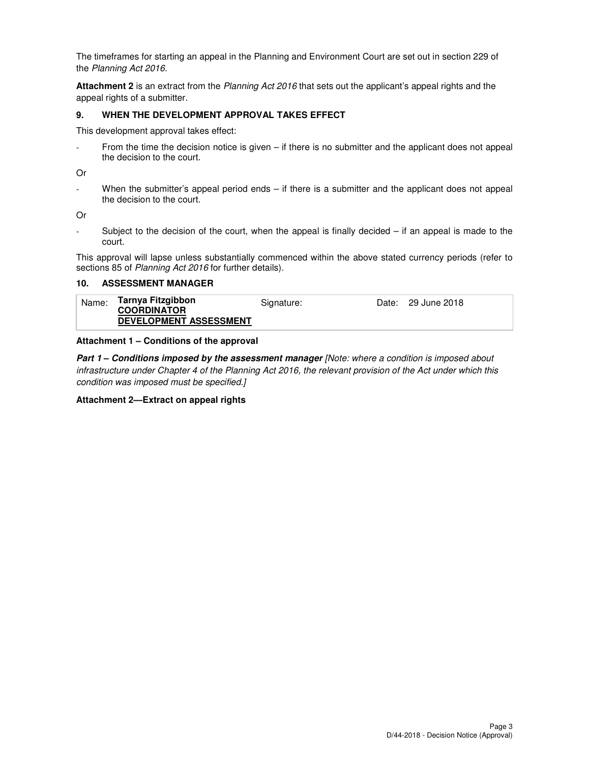The timeframes for starting an appeal in the Planning and Environment Court are set out in section 229 of the *Planning Act 2016*.

**Attachment 2** is an extract from the *Planning Act 2016* that sets out the applicant's appeal rights and the appeal rights of a submitter.

## 9. WHEN THE DEVELOPMENT APPROVAL TAKES EFFECT

This development approval takes effect:

- From the time the decision notice is given – if there is no submitter and the applicant does not appeal the decision to the court.

Or

- When the submitter's appeal period ends – if there is a submitter and the applicant does not appeal the decision to the court.

Or

- Subject to the decision of the court, when the appeal is finally decided – if an appeal is made to the court.

This approval will lapse unless substantially commenced within the above stated currency periods (refer to sections 85 of *Planning Act 2016* for further details).

## 10. ASSESSMENT MANAGER

| Name: | **Tarnya Fitzgibbon** <br> **COORDINATOR** <br> **DEVELOPMENT ASSESSMENT** | Signature: | Date: 29 June 2018 |
|---|---|---|---|

**Attachment 1 – Conditions of the approval**

***Part 1 – Conditions imposed by the assessment manager*** *[Note: where a condition is imposed about infrastructure under Chapter 4 of the Planning Act 2016, the relevant provision of the Act under which this condition was imposed must be specified.]*

**Attachment 2—Extract on appeal rights**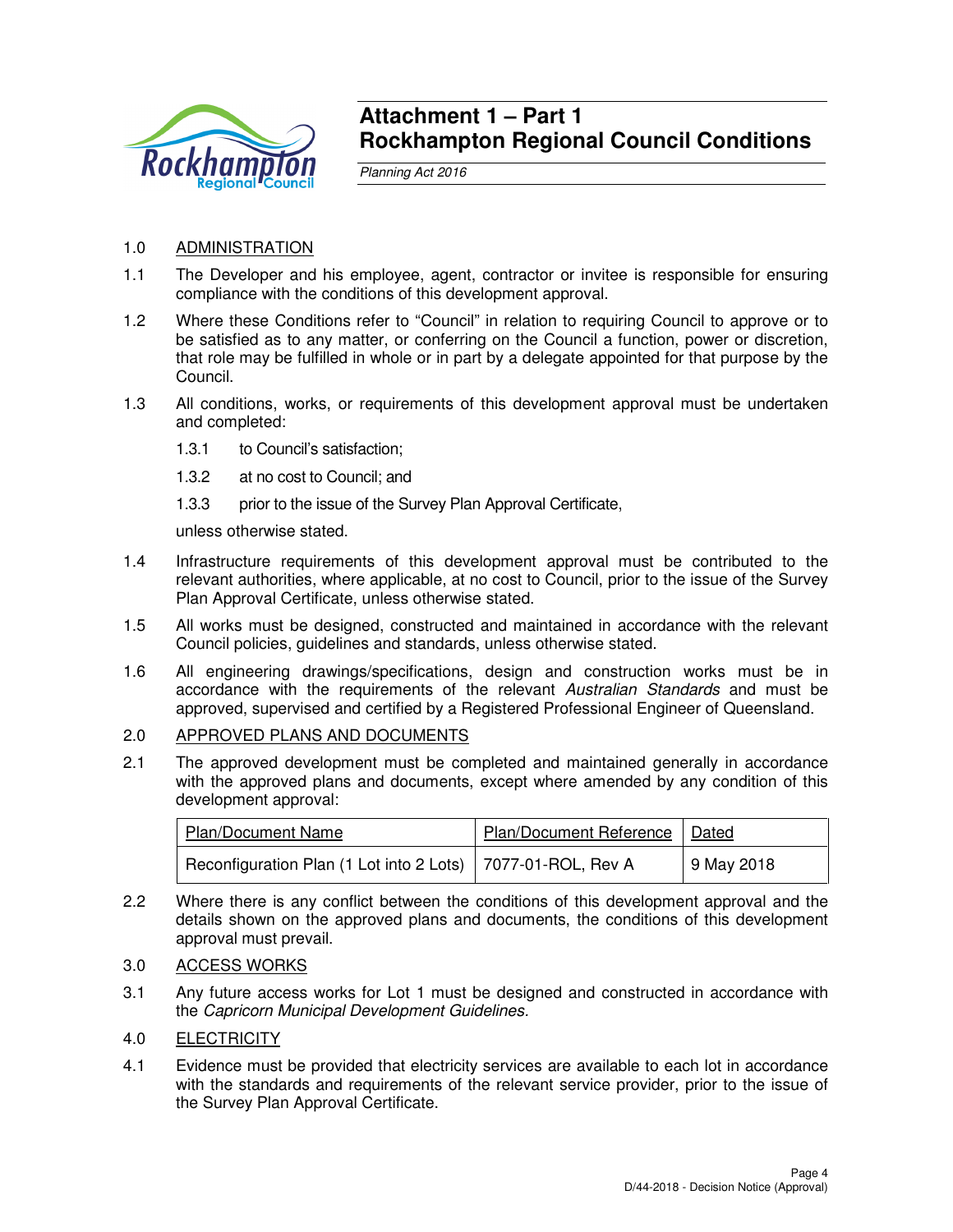# Attachment 1 – Part 1
# Rockhampton Regional Council Conditions

*Planning Act 2016*

1.0 ADMINISTRATION

1.1 The Developer and his employee, agent, contractor or invitee is responsible for ensuring compliance with the conditions of this development approval.

1.2 Where these Conditions refer to "Council" in relation to requiring Council to approve or to be satisfied as to any matter, or conferring on the Council a function, power or discretion, that role may be fulfilled in whole or in part by a delegate appointed for that purpose by the Council.

1.3 All conditions, works, or requirements of this development approval must be undertaken and completed:

1.3.1 to Council's satisfaction;

1.3.2 at no cost to Council; and

1.3.3 prior to the issue of the Survey Plan Approval Certificate,

unless otherwise stated.

1.4 Infrastructure requirements of this development approval must be contributed to the relevant authorities, where applicable, at no cost to Council, prior to the issue of the Survey Plan Approval Certificate, unless otherwise stated.

1.5 All works must be designed, constructed and maintained in accordance with the relevant Council policies, guidelines and standards, unless otherwise stated.

1.6 All engineering drawings/specifications, design and construction works must be in accordance with the requirements of the relevant *Australian Standards* and must be approved, supervised and certified by a Registered Professional Engineer of Queensland.

2.0 APPROVED PLANS AND DOCUMENTS

2.1 The approved development must be completed and maintained generally in accordance with the approved plans and documents, except where amended by any condition of this development approval:

| Plan/Document Name | Plan/Document Reference | Dated |
|---|---|---|
| Reconfiguration Plan (1 Lot into 2 Lots) | 7077-01-ROL, Rev A | 9 May 2018 |

2.2 Where there is any conflict between the conditions of this development approval and the details shown on the approved plans and documents, the conditions of this development approval must prevail.

3.0 ACCESS WORKS

3.1 Any future access works for Lot 1 must be designed and constructed in accordance with the *Capricorn Municipal Development Guidelines*.

4.0 ELECTRICITY

4.1 Evidence must be provided that electricity services are available to each lot in accordance with the standards and requirements of the relevant service provider, prior to the issue of the Survey Plan Approval Certificate.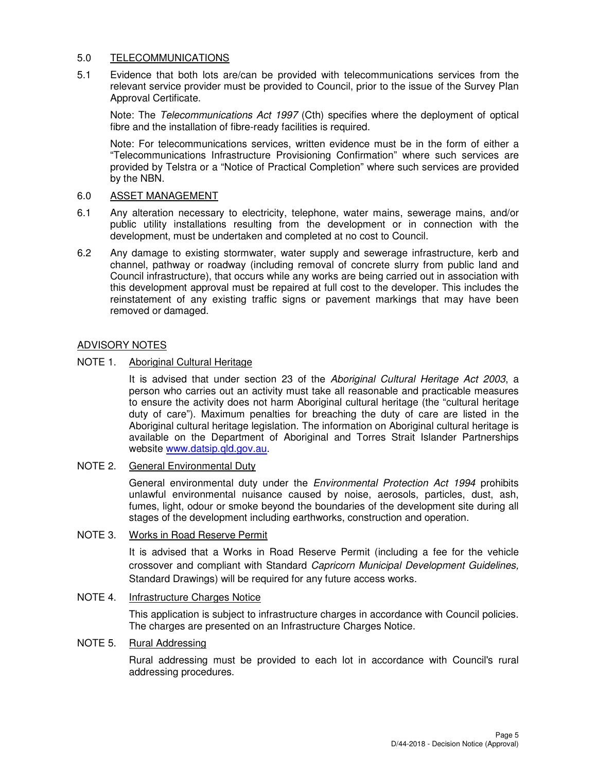## 5.0 TELECOMMUNICATIONS

5.1 Evidence that both lots are/can be provided with telecommunications services from the relevant service provider must be provided to Council, prior to the issue of the Survey Plan Approval Certificate.

Note: The *Telecommunications Act 1997* (Cth) specifies where the deployment of optical fibre and the installation of fibre-ready facilities is required.

Note: For telecommunications services, written evidence must be in the form of either a "Telecommunications Infrastructure Provisioning Confirmation" where such services are provided by Telstra or a "Notice of Practical Completion" where such services are provided by the NBN.

## 6.0 ASSET MANAGEMENT

6.1 Any alteration necessary to electricity, telephone, water mains, sewerage mains, and/or public utility installations resulting from the development or in connection with the development, must be undertaken and completed at no cost to Council.

6.2 Any damage to existing stormwater, water supply and sewerage infrastructure, kerb and channel, pathway or roadway (including removal of concrete slurry from public land and Council infrastructure), that occurs while any works are being carried out in association with this development approval must be repaired at full cost to the developer. This includes the reinstatement of any existing traffic signs or pavement markings that may have been removed or damaged.

## ADVISORY NOTES

### NOTE 1. Aboriginal Cultural Heritage

It is advised that under section 23 of the *Aboriginal Cultural Heritage Act 2003*, a person who carries out an activity must take all reasonable and practicable measures to ensure the activity does not harm Aboriginal cultural heritage (the "cultural heritage duty of care"). Maximum penalties for breaching the duty of care are listed in the Aboriginal cultural heritage legislation. The information on Aboriginal cultural heritage is available on the Department of Aboriginal and Torres Strait Islander Partnerships website www.datsip.qld.gov.au.

### NOTE 2. General Environmental Duty

General environmental duty under the *Environmental Protection Act 1994* prohibits unlawful environmental nuisance caused by noise, aerosols, particles, dust, ash, fumes, light, odour or smoke beyond the boundaries of the development site during all stages of the development including earthworks, construction and operation.

### NOTE 3. Works in Road Reserve Permit

It is advised that a Works in Road Reserve Permit (including a fee for the vehicle crossover and compliant with Standard *Capricorn Municipal Development Guidelines,* Standard Drawings) will be required for any future access works.

### NOTE 4. Infrastructure Charges Notice

This application is subject to infrastructure charges in accordance with Council policies. The charges are presented on an Infrastructure Charges Notice.

### NOTE 5. Rural Addressing

Rural addressing must be provided to each lot in accordance with Council's rural addressing procedures.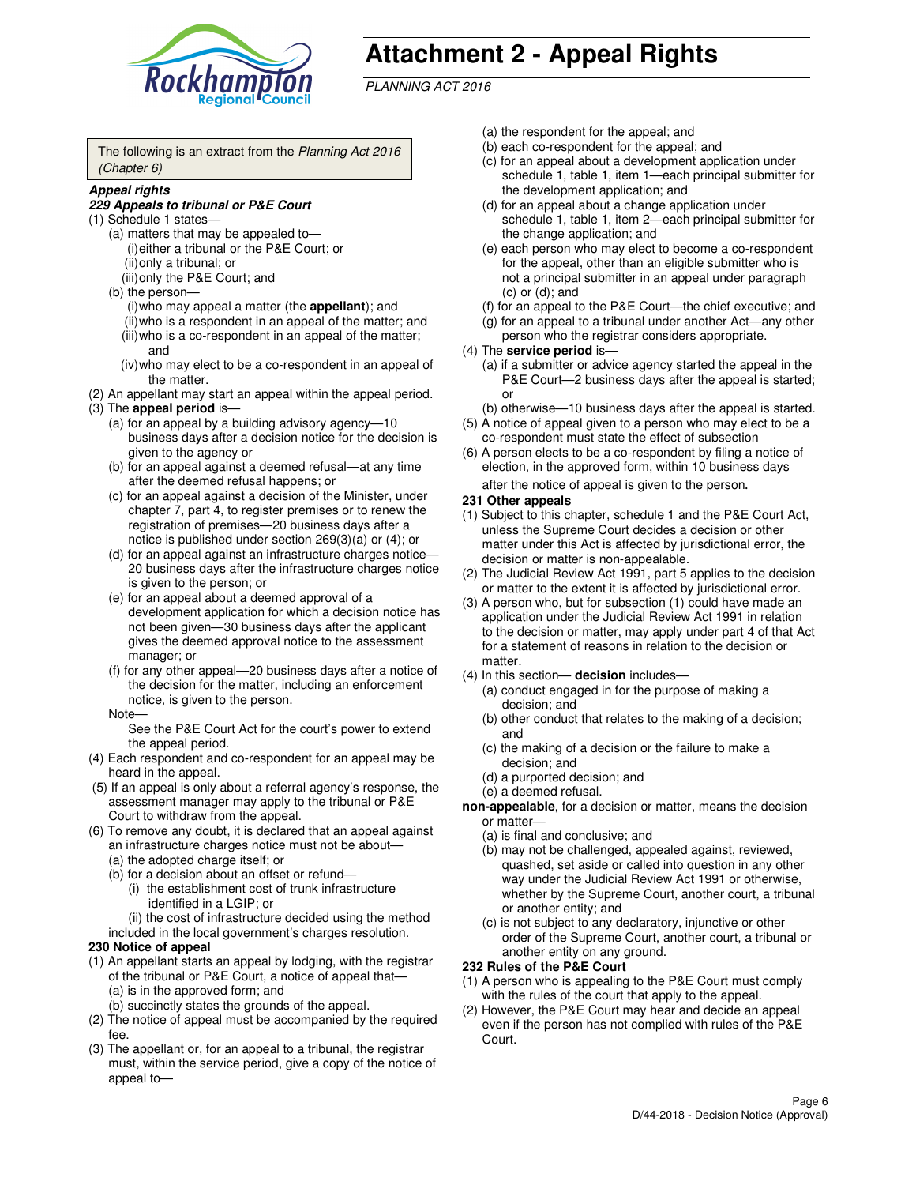# Attachment 2 - Appeal Rights

*PLANNING ACT 2016*

The following is an extract from the *Planning Act 2016 (Chapter 6)*

***Appeal rights***

***229 Appeals to tribunal or P&E Court***

(1) Schedule 1 states—
   (a) matters that may be appealed to—
      (i) either a tribunal or the P&E Court; or
      (ii) only a tribunal; or
      (iii) only the P&E Court; and
   (b) the person—
      (i) who may appeal a matter (the **appellant**); and
      (ii) who is a respondent in an appeal of the matter; and
      (iii) who is a co-respondent in an appeal of the matter; and
      (iv) who may elect to be a co-respondent in an appeal of the matter.

(2) An appellant may start an appeal within the appeal period.

(3) The **appeal period** is—
   (a) for an appeal by a building advisory agency—10 business days after a decision notice for the decision is given to the agency or
   (b) for an appeal against a deemed refusal—at any time after the deemed refusal happens; or
   (c) for an appeal against a decision of the Minister, under chapter 7, part 4, to register premises or to renew the registration of premises—20 business days after a notice is published under section 269(3)(a) or (4); or
   (d) for an appeal against an infrastructure charges notice—20 business days after the infrastructure charges notice is given to the person; or
   (e) for an appeal about a deemed approval of a development application for which a decision notice has not been given—30 business days after the applicant gives the deemed approval notice to the assessment manager; or
   (f) for any other appeal—20 business days after a notice of the decision for the matter, including an enforcement notice, is given to the person.

   Note—
   See the P&E Court Act for the court's power to extend the appeal period.

(4) Each respondent and co-respondent for an appeal may be heard in the appeal.

(5) If an appeal is only about a referral agency's response, the assessment manager may apply to the tribunal or P&E Court to withdraw from the appeal.

(6) To remove any doubt, it is declared that an appeal against an infrastructure charges notice must not be about—
   (a) the adopted charge itself; or
   (b) for a decision about an offset or refund—
      (i) the establishment cost of trunk infrastructure identified in a LGIP; or
      (ii) the cost of infrastructure decided using the method included in the local government's charges resolution.

**230 Notice of appeal**

(1) An appellant starts an appeal by lodging, with the registrar of the tribunal or P&E Court, a notice of appeal that—
   (a) is in the approved form; and
   (b) succinctly states the grounds of the appeal.

(2) The notice of appeal must be accompanied by the required fee.

(3) The appellant or, for an appeal to a tribunal, the registrar must, within the service period, give a copy of the notice of appeal to—
   (a) the respondent for the appeal; and
   (b) each co-respondent for the appeal; and
   (c) for an appeal about a development application under schedule 1, table 1, item 1—each principal submitter for the development application; and
   (d) for an appeal about a change application under schedule 1, table 1, item 2—each principal submitter for the change application; and
   (e) each person who may elect to become a co-respondent for the appeal, other than an eligible submitter who is not a principal submitter in an appeal under paragraph (c) or (d); and
   (f) for an appeal to the P&E Court—the chief executive; and
   (g) for an appeal to a tribunal under another Act—any other person who the registrar considers appropriate.

(4) The **service period** is—
   (a) if a submitter or advice agency started the appeal in the P&E Court—2 business days after the appeal is started; or
   (b) otherwise—10 business days after the appeal is started.

(5) A notice of appeal given to a person who may elect to be a co-respondent must state the effect of subsection

(6) A person elects to be a co-respondent by filing a notice of election, in the approved form, within 10 business days after the notice of appeal is given to the person.

**231 Other appeals**

(1) Subject to this chapter, schedule 1 and the P&E Court Act, unless the Supreme Court decides a decision or other matter under this Act is affected by jurisdictional error, the decision or matter is non-appealable.

(2) The Judicial Review Act 1991, part 5 applies to the decision or matter to the extent it is affected by jurisdictional error.

(3) A person who, but for subsection (1) could have made an application under the Judicial Review Act 1991 in relation to the decision or matter, may apply under part 4 of that Act for a statement of reasons in relation to the decision or matter.

(4) In this section— **decision** includes—
   (a) conduct engaged in for the purpose of making a decision; and
   (b) other conduct that relates to the making of a decision; and
   (c) the making of a decision or the failure to make a decision; and
   (d) a purported decision; and
   (e) a deemed refusal.

**non-appealable**, for a decision or matter, means the decision or matter—
   (a) is final and conclusive; and
   (b) may not be challenged, appealed against, reviewed, quashed, set aside or called into question in any other way under the Judicial Review Act 1991 or otherwise, whether by the Supreme Court, another court, a tribunal or another entity; and
   (c) is not subject to any declaratory, injunctive or other order of the Supreme Court, another court, a tribunal or another entity on any ground.

**232 Rules of the P&E Court**

(1) A person who is appealing to the P&E Court must comply with the rules of the court that apply to the appeal.

(2) However, the P&E Court may hear and decide an appeal even if the person has not complied with rules of the P&E Court.

D/44-2018 - Decision Notice (Approval)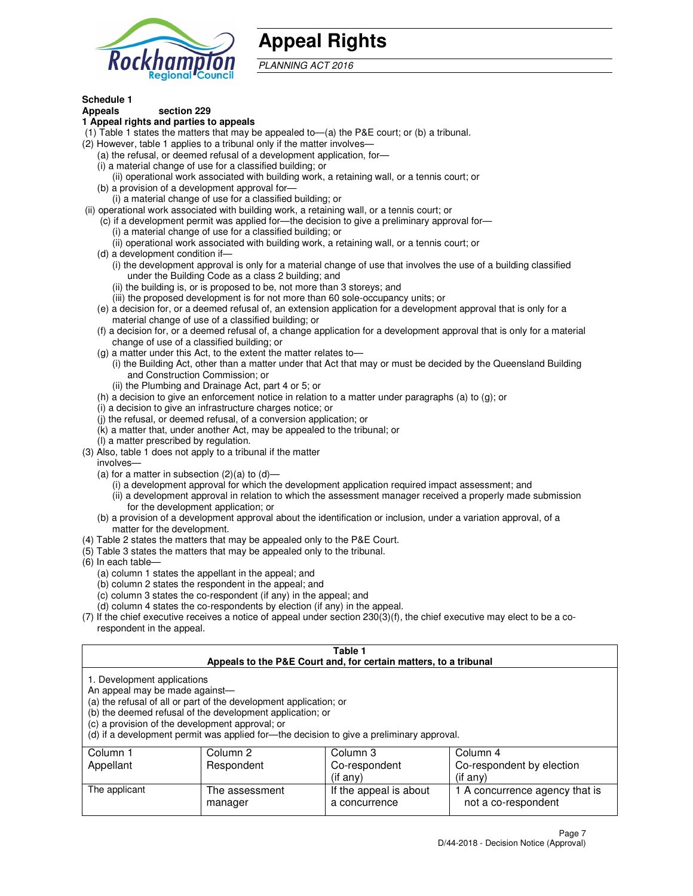# Appeal Rights

*PLANNING ACT 2016*

**Schedule 1**
**Appeals section 229**
**1 Appeal rights and parties to appeals**

(1) Table 1 states the matters that may be appealed to—(a) the P&E court; or (b) a tribunal.

(2) However, table 1 applies to a tribunal only if the matter involves—

(a) the refusal, or deemed refusal of a development application, for—

(i) a material change of use for a classified building; or

(ii) operational work associated with building work, a retaining wall, or a tennis court; or

(b) a provision of a development approval for—

(i) a material change of use for a classified building; or

(ii) operational work associated with building work, a retaining wall, or a tennis court; or

(c) if a development permit was applied for—the decision to give a preliminary approval for—

(i) a material change of use for a classified building; or

(ii) operational work associated with building work, a retaining wall, or a tennis court; or

(d) a development condition if—

(i) the development approval is only for a material change of use that involves the use of a building classified under the Building Code as a class 2 building; and

(ii) the building is, or is proposed to be, not more than 3 storeys; and

(iii) the proposed development is for not more than 60 sole-occupancy units; or

(e) a decision for, or a deemed refusal of, an extension application for a development approval that is only for a material change of use of a classified building; or

(f) a decision for, or a deemed refusal of, a change application for a development approval that is only for a material change of use of a classified building; or

(g) a matter under this Act, to the extent the matter relates to—

(i) the Building Act, other than a matter under that Act that may or must be decided by the Queensland Building and Construction Commission; or

(ii) the Plumbing and Drainage Act, part 4 or 5; or

(h) a decision to give an enforcement notice in relation to a matter under paragraphs (a) to (g); or

(i) a decision to give an infrastructure charges notice; or

(j) the refusal, or deemed refusal, of a conversion application; or

(k) a matter that, under another Act, may be appealed to the tribunal; or

(l) a matter prescribed by regulation.

(3) Also, table 1 does not apply to a tribunal if the matter involves—

(a) for a matter in subsection (2)(a) to (d)—

(i) a development approval for which the development application required impact assessment; and

(ii) a development approval in relation to which the assessment manager received a properly made submission for the development application; or

(b) a provision of a development approval about the identification or inclusion, under a variation approval, of a matter for the development.

(4) Table 2 states the matters that may be appealed only to the P&E Court.

(5) Table 3 states the matters that may be appealed only to the tribunal.

(6) In each table—

(a) column 1 states the appellant in the appeal; and

(b) column 2 states the respondent in the appeal; and

(c) column 3 states the co-respondent (if any) in the appeal; and

(d) column 4 states the co-respondents by election (if any) in the appeal.

(7) If the chief executive receives a notice of appeal under section 230(3)(f), the chief executive may elect to be a co-respondent in the appeal.

**Table 1**
**Appeals to the P&E Court and, for certain matters, to a tribunal**

1. Development applications
An appeal may be made against—
(a) the refusal of all or part of the development application; or
(b) the deemed refusal of the development application; or
(c) a provision of the development approval; or
(d) if a development permit was applied for—the decision to give a preliminary approval.

| Column 1<br>Appellant | Column 2<br>Respondent | Column 3<br>Co-respondent<br>(if any) | Column 4<br>Co-respondent by election<br>(if any) |
|---|---|---|---|
| The applicant | The assessment manager | If the appeal is about a concurrence | 1 A concurrence agency that is not a co-respondent |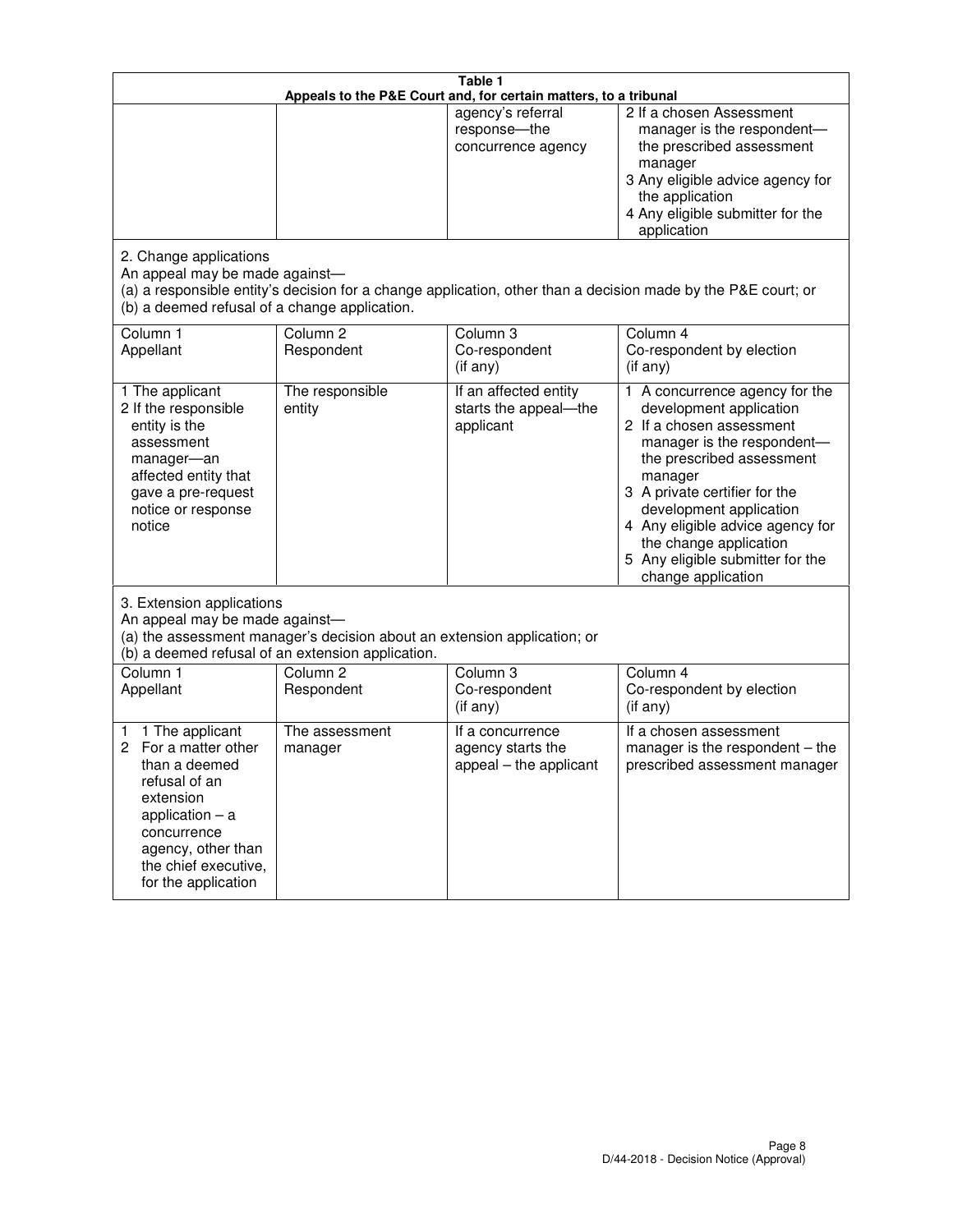**Table 1**
**Appeals to the P&E Court and, for certain matters, to a tribunal**

| | | | |
|---|---|---|---|
| | | agency's referral response—the concurrence agency | 2 If a chosen Assessment manager is the respondent—the prescribed assessment manager<br>3 Any eligible advice agency for the application<br>4 Any eligible submitter for the application |

2. Change applications
An appeal may be made against—
(a) a responsible entity's decision for a change application, other than a decision made by the P&E court; or
(b) a deemed refusal of a change application.

| Column 1<br>Appellant | Column 2<br>Respondent | Column 3<br>Co-respondent<br>(if any) | Column 4<br>Co-respondent by election<br>(if any) |
|---|---|---|---|
| 1 The applicant<br>2 If the responsible entity is the assessment manager—an affected entity that gave a pre-request notice or response notice | The responsible entity | If an affected entity starts the appeal—the applicant | 1 A concurrence agency for the development application<br>2 If a chosen assessment manager is the respondent—the prescribed assessment manager<br>3 A private certifier for the development application<br>4 Any eligible advice agency for the change application<br>5 Any eligible submitter for the change application |

3. Extension applications
An appeal may be made against—
(a) the assessment manager's decision about an extension application; or
(b) a deemed refusal of an extension application.

| Column 1<br>Appellant | Column 2<br>Respondent | Column 3<br>Co-respondent<br>(if any) | Column 4<br>Co-respondent by election<br>(if any) |
|---|---|---|---|
| 1 1 The applicant<br>2 For a matter other than a deemed refusal of an extension application – a concurrence agency, other than the chief executive, for the application | The assessment manager | If a concurrence agency starts the appeal – the applicant | If a chosen assessment manager is the respondent – the prescribed assessment manager |

D/44-2018 - Decision Notice (Approval)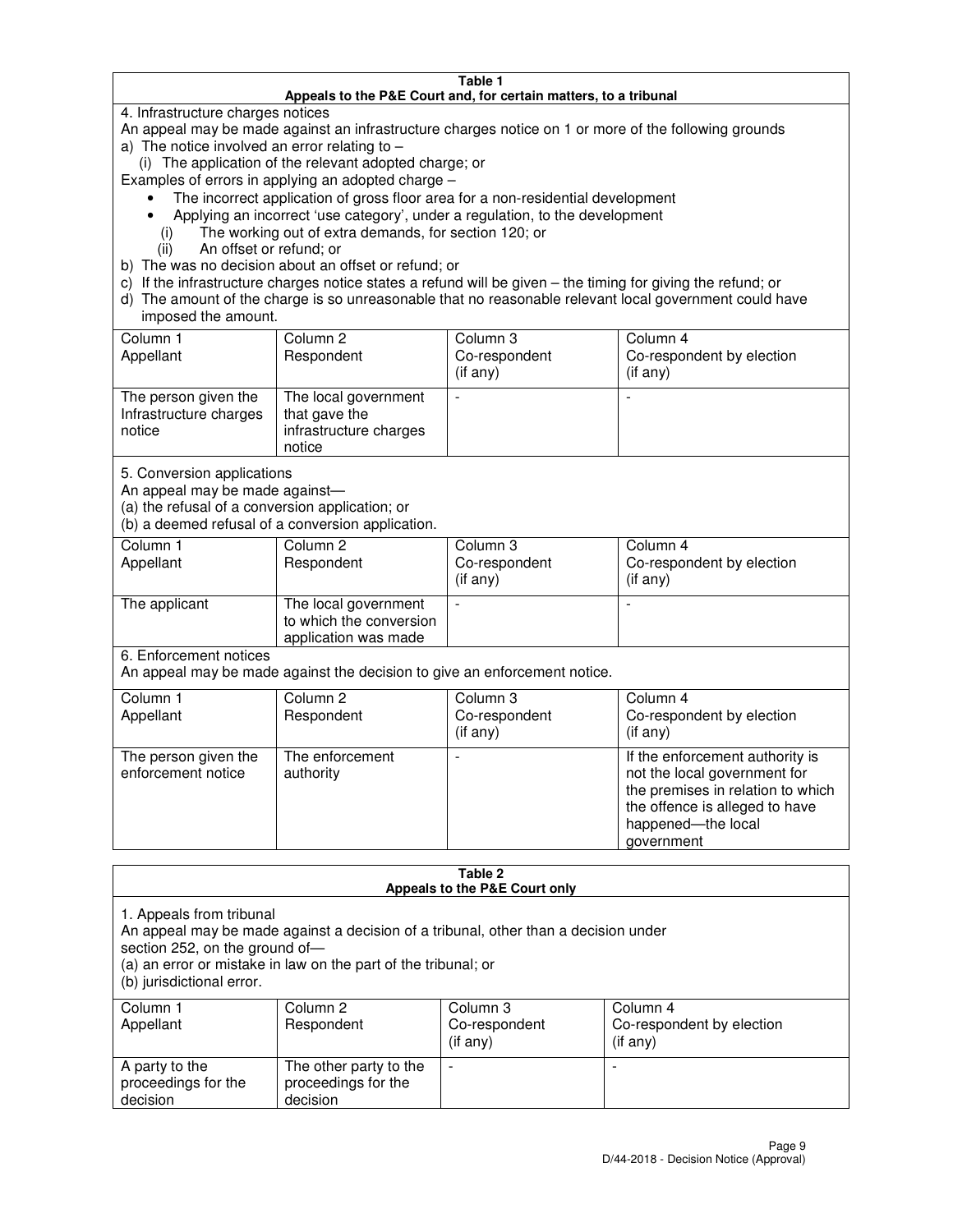**Table 1**
**Appeals to the P&E Court and, for certain matters, to a tribunal**

4. Infrastructure charges notices

An appeal may be made against an infrastructure charges notice on 1 or more of the following grounds

a) The notice involved an error relating to –
   (i) The application of the relevant adopted charge; or

Examples of errors in applying an adopted charge –

- The incorrect application of gross floor area for a non-residential development
- Applying an incorrect 'use category', under a regulation, to the development

   (i) The working out of extra demands, for section 120; or
   (ii) An offset or refund; or

b) The was no decision about an offset or refund; or
c) If the infrastructure charges notice states a refund will be given – the timing for giving the refund; or
d) The amount of the charge is so unreasonable that no reasonable relevant local government could have imposed the amount.

| Column 1 Appellant | Column 2 Respondent | Column 3 Co-respondent (if any) | Column 4 Co-respondent by election (if any) |
|---|---|---|---|
| The person given the Infrastructure charges notice | The local government that gave the infrastructure charges notice | - | - |

5. Conversion applications

An appeal may be made against—
(a) the refusal of a conversion application; or
(b) a deemed refusal of a conversion application.

| Column 1 Appellant | Column 2 Respondent | Column 3 Co-respondent (if any) | Column 4 Co-respondent by election (if any) |
|---|---|---|---|
| The applicant | The local government to which the conversion application was made | - | - |

6. Enforcement notices

An appeal may be made against the decision to give an enforcement notice.

| Column 1 Appellant | Column 2 Respondent | Column 3 Co-respondent (if any) | Column 4 Co-respondent by election (if any) |
|---|---|---|---|
| The person given the enforcement notice | The enforcement authority | - | If the enforcement authority is not the local government for the premises in relation to which the offence is alleged to have happened—the local government |

**Table 2**
**Appeals to the P&E Court only**

1. Appeals from tribunal

An appeal may be made against a decision of a tribunal, other than a decision under section 252, on the ground of—
(a) an error or mistake in law on the part of the tribunal; or
(b) jurisdictional error.

| Column 1 Appellant | Column 2 Respondent | Column 3 Co-respondent (if any) | Column 4 Co-respondent by election (if any) |
|---|---|---|---|
| A party to the proceedings for the decision | The other party to the proceedings for the decision | - | - |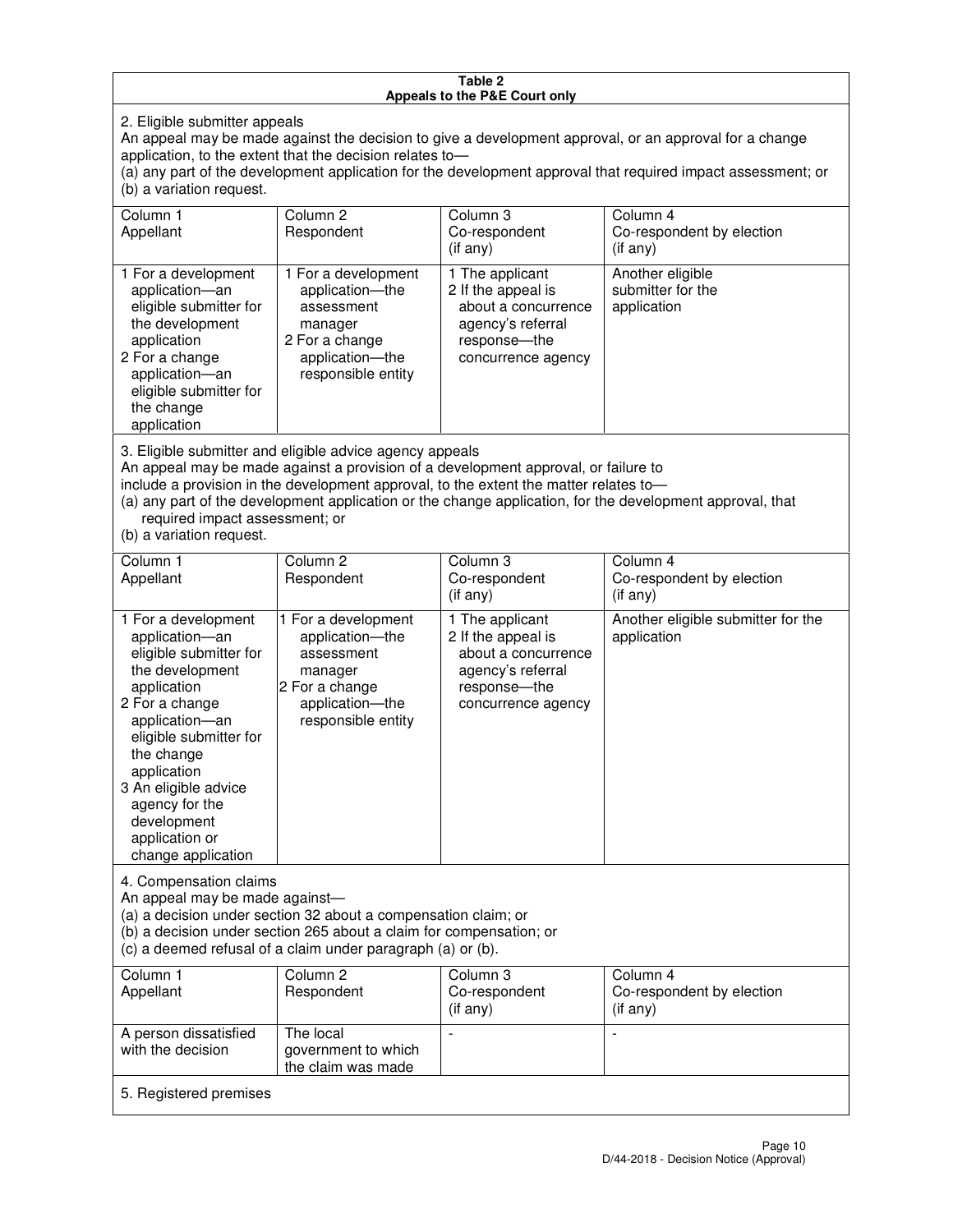**Table 2**
**Appeals to the P&E Court only**

2. Eligible submitter appeals

An appeal may be made against the decision to give a development approval, or an approval for a change application, to the extent that the decision relates to—

(a) any part of the development application for the development approval that required impact assessment; or

(b) a variation request.

| Column 1<br>Appellant | Column 2<br>Respondent | Column 3<br>Co-respondent<br>(if any) | Column 4<br>Co-respondent by election<br>(if any) |
|---|---|---|---|
| 1 For a development application—an eligible submitter for the development application<br>2 For a change application—an eligible submitter for the change application | 1 For a development application—the assessment manager<br>2 For a change application—the responsible entity | 1 The applicant<br>2 If the appeal is about a concurrence agency's referral response—the concurrence agency | Another eligible submitter for the application |

3. Eligible submitter and eligible advice agency appeals

An appeal may be made against a provision of a development approval, or failure to include a provision in the development approval, to the extent the matter relates to—

(a) any part of the development application or the change application, for the development approval, that required impact assessment; or

(b) a variation request.

| Column 1<br>Appellant | Column 2<br>Respondent | Column 3<br>Co-respondent<br>(if any) | Column 4<br>Co-respondent by election<br>(if any) |
|---|---|---|---|
| 1 For a development application—an eligible submitter for the development application<br>2 For a change application—an eligible submitter for the change application<br>3 An eligible advice agency for the development application or change application | 1 For a development application—the assessment manager<br>2 For a change application—the responsible entity | 1 The applicant<br>2 If the appeal is about a concurrence agency's referral response—the concurrence agency | Another eligible submitter for the application |

4. Compensation claims

An appeal may be made against—

(a) a decision under section 32 about a compensation claim; or

(b) a decision under section 265 about a claim for compensation; or

(c) a deemed refusal of a claim under paragraph (a) or (b).

| Column 1<br>Appellant | Column 2<br>Respondent | Column 3<br>Co-respondent<br>(if any) | Column 4<br>Co-respondent by election<br>(if any) |
|---|---|---|---|
| A person dissatisfied with the decision | The local government to which the claim was made | - | - |

5. Registered premises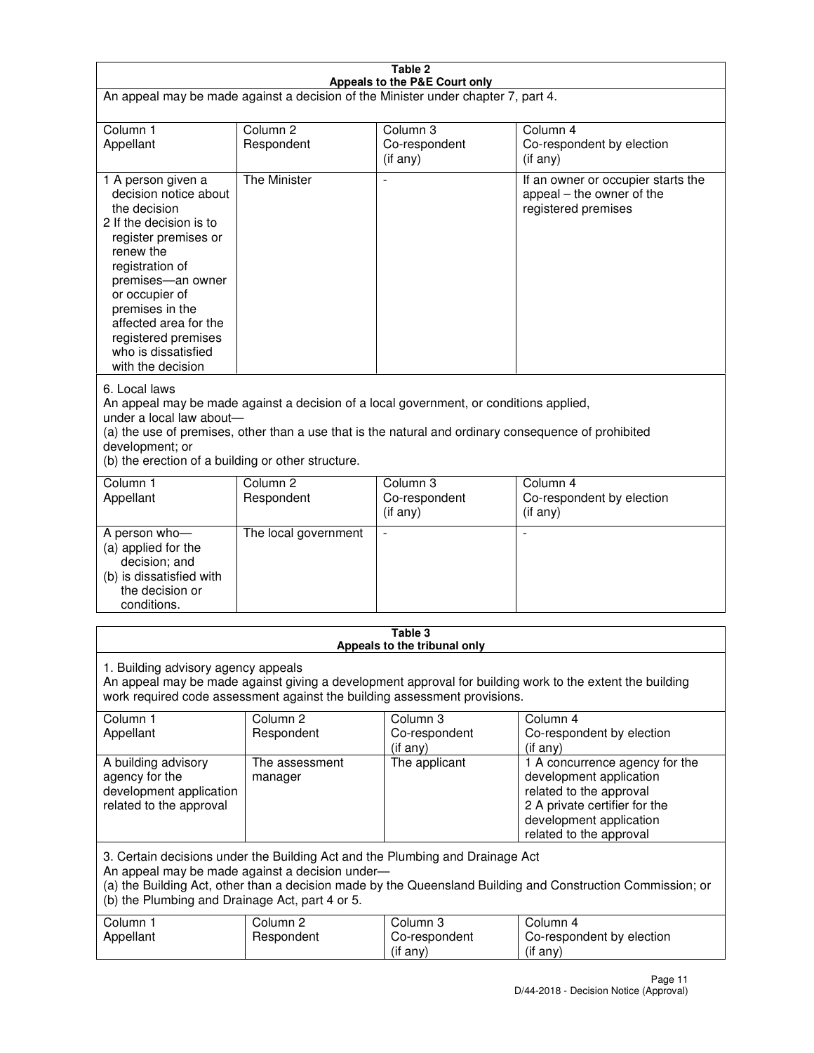**Table 2**
**Appeals to the P&E Court only**

An appeal may be made against a decision of the Minister under chapter 7, part 4.

| Column 1<br>Appellant | Column 2<br>Respondent | Column 3<br>Co-respondent<br>(if any) | Column 4<br>Co-respondent by election<br>(if any) |
|---|---|---|---|
| 1 A person given a decision notice about the decision<br>2 If the decision is to register premises or renew the registration of premises—an owner or occupier of premises in the affected area for the registered premises who is dissatisfied with the decision | The Minister | - | If an owner or occupier starts the appeal – the owner of the registered premises |

6. Local laws
An appeal may be made against a decision of a local government, or conditions applied, under a local law about—
(a) the use of premises, other than a use that is the natural and ordinary consequence of prohibited development; or
(b) the erection of a building or other structure.

| Column 1<br>Appellant | Column 2<br>Respondent | Column 3<br>Co-respondent<br>(if any) | Column 4<br>Co-respondent by election<br>(if any) |
|---|---|---|---|
| A person who—<br>(a) applied for the decision; and<br>(b) is dissatisfied with the decision or conditions. | The local government | - | - |

**Table 3**
**Appeals to the tribunal only**

1. Building advisory agency appeals
An appeal may be made against giving a development approval for building work to the extent the building work required code assessment against the building assessment provisions.

| Column 1<br>Appellant | Column 2<br>Respondent | Column 3<br>Co-respondent<br>(if any) | Column 4<br>Co-respondent by election<br>(if any) |
|---|---|---|---|
| A building advisory agency for the development application related to the approval | The assessment manager | The applicant | 1 A concurrence agency for the development application related to the approval<br>2 A private certifier for the development application related to the approval |

3. Certain decisions under the Building Act and the Plumbing and Drainage Act
An appeal may be made against a decision under—
(a) the Building Act, other than a decision made by the Queensland Building and Construction Commission; or
(b) the Plumbing and Drainage Act, part 4 or 5.

| Column 1<br>Appellant | Column 2<br>Respondent | Column 3<br>Co-respondent<br>(if any) | Column 4<br>Co-respondent by election<br>(if any) |
|---|---|---|---|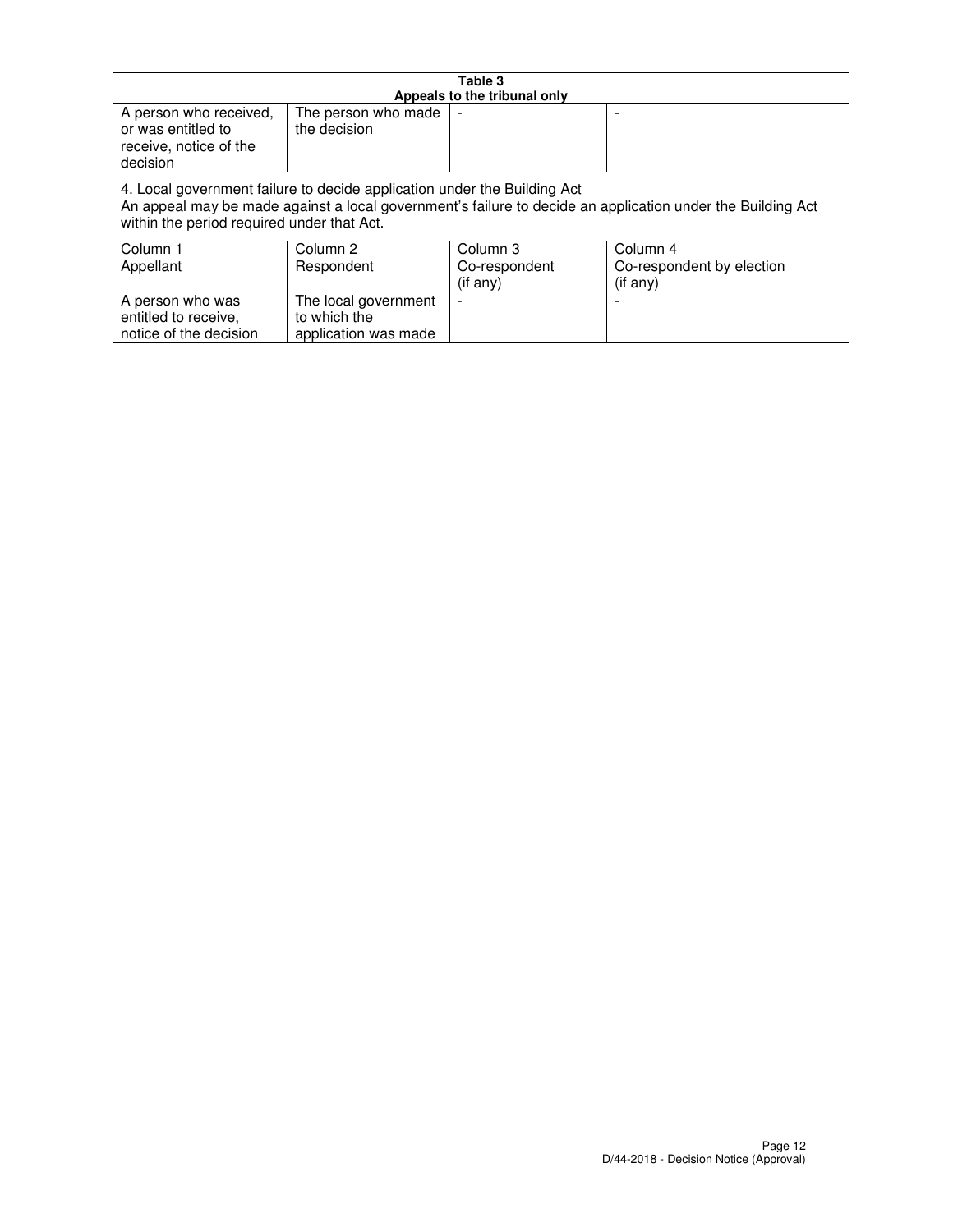| Table 3<br>Appeals to the tribunal only | | | |
|---|---|---|---|
| A person who received, or was entitled to receive, notice of the decision | The person who made the decision | - | - |
| 4. Local government failure to decide application under the Building Act<br>An appeal may be made against a local government's failure to decide an application under the Building Act within the period required under that Act. | | | |
| Column 1<br>Appellant | Column 2<br>Respondent | Column 3<br>Co-respondent<br>(if any) | Column 4<br>Co-respondent by election<br>(if any) |
| A person who was entitled to receive, notice of the decision | The local government to which the application was made | - | - |

D/44-2018 - Decision Notice (Approval)